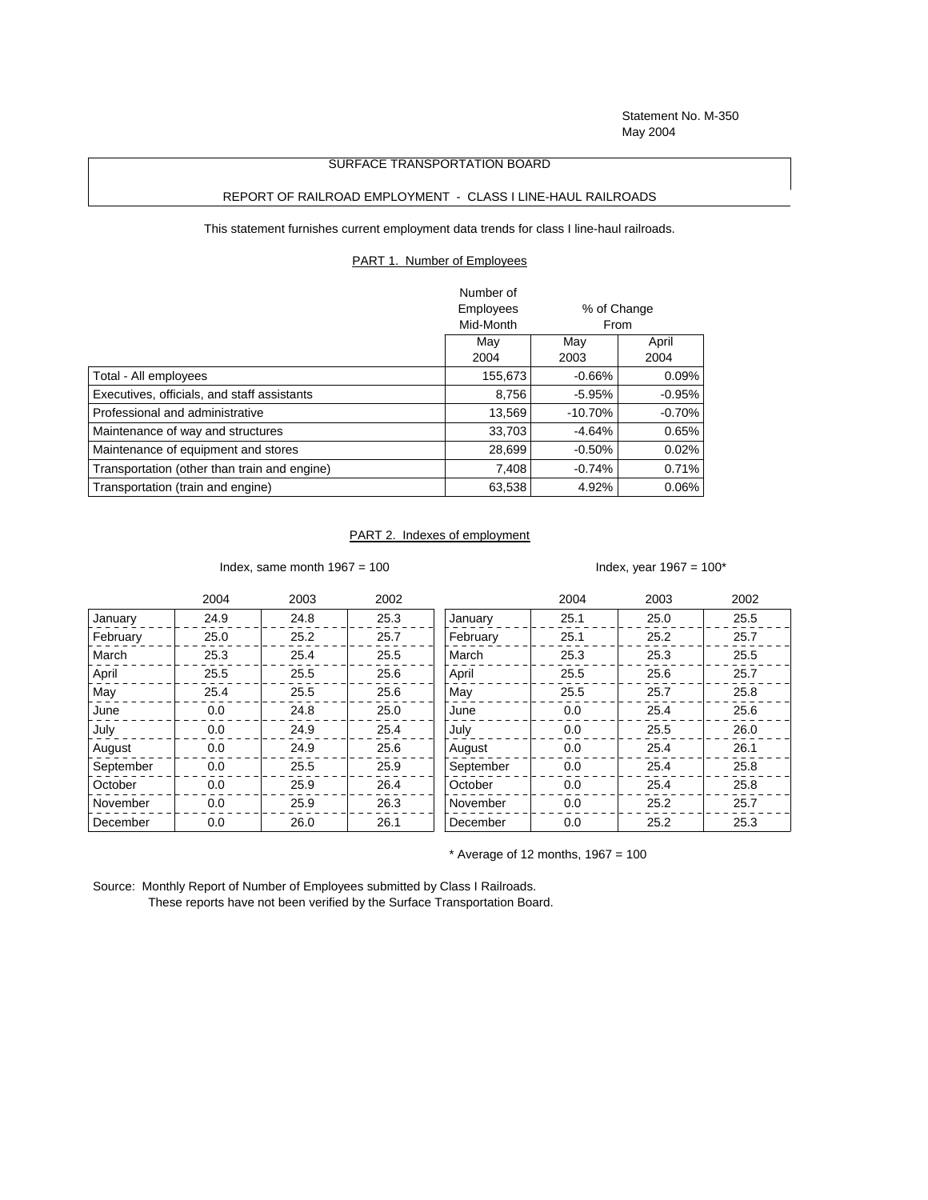Statement No. M-350
May 2004

# SURFACE TRANSPORTATION BOARD

## REPORT OF RAILROAD EMPLOYMENT - CLASS I LINE-HAUL RAILROADS

This statement furnishes current employment data trends for class I line-haul railroads.

### PART 1. Number of Employees

| | Number of Employees Mid-Month | % of Change From | |
|---|---|---|---|
| | May 2004 | May 2003 | April 2004 |
| Total - All employees | 155,673 | -0.66% | 0.09% |
| Executives, officials, and staff assistants | 8,756 | -5.95% | -0.95% |
| Professional and administrative | 13,569 | -10.70% | -0.70% |
| Maintenance of way and structures | 33,703 | -4.64% | 0.65% |
| Maintenance of equipment and stores | 28,699 | -0.50% | 0.02% |
| Transportation (other than train and engine) | 7,408 | -0.74% | 0.71% |
| Transportation (train and engine) | 63,538 | 4.92% | 0.06% |

### PART 2. Indexes of employment

Index, same month 1967 = 100

| | 2004 | 2003 | 2002 |
|---|---|---|---|
| January | 24.9 | 24.8 | 25.3 |
| February | 25.0 | 25.2 | 25.7 |
| March | 25.3 | 25.4 | 25.5 |
| April | 25.5 | 25.5 | 25.6 |
| May | 25.4 | 25.5 | 25.6 |
| June | 0.0 | 24.8 | 25.0 |
| July | 0.0 | 24.9 | 25.4 |
| August | 0.0 | 24.9 | 25.6 |
| September | 0.0 | 25.5 | 25.9 |
| October | 0.0 | 25.9 | 26.4 |
| November | 0.0 | 25.9 | 26.3 |
| December | 0.0 | 26.0 | 26.1 |

Index, year 1967 = 100*

| | 2004 | 2003 | 2002 |
|---|---|---|---|
| January | 25.1 | 25.0 | 25.5 |
| February | 25.1 | 25.2 | 25.7 |
| March | 25.3 | 25.3 | 25.5 |
| April | 25.5 | 25.6 | 25.7 |
| May | 25.5 | 25.7 | 25.8 |
| June | 0.0 | 25.4 | 25.6 |
| July | 0.0 | 25.5 | 26.0 |
| August | 0.0 | 25.4 | 26.1 |
| September | 0.0 | 25.4 | 25.8 |
| October | 0.0 | 25.4 | 25.8 |
| November | 0.0 | 25.2 | 25.7 |
| December | 0.0 | 25.2 | 25.3 |

* Average of 12 months, 1967 = 100

Source: Monthly Report of Number of Employees submitted by Class I Railroads.
These reports have not been verified by the Surface Transportation Board.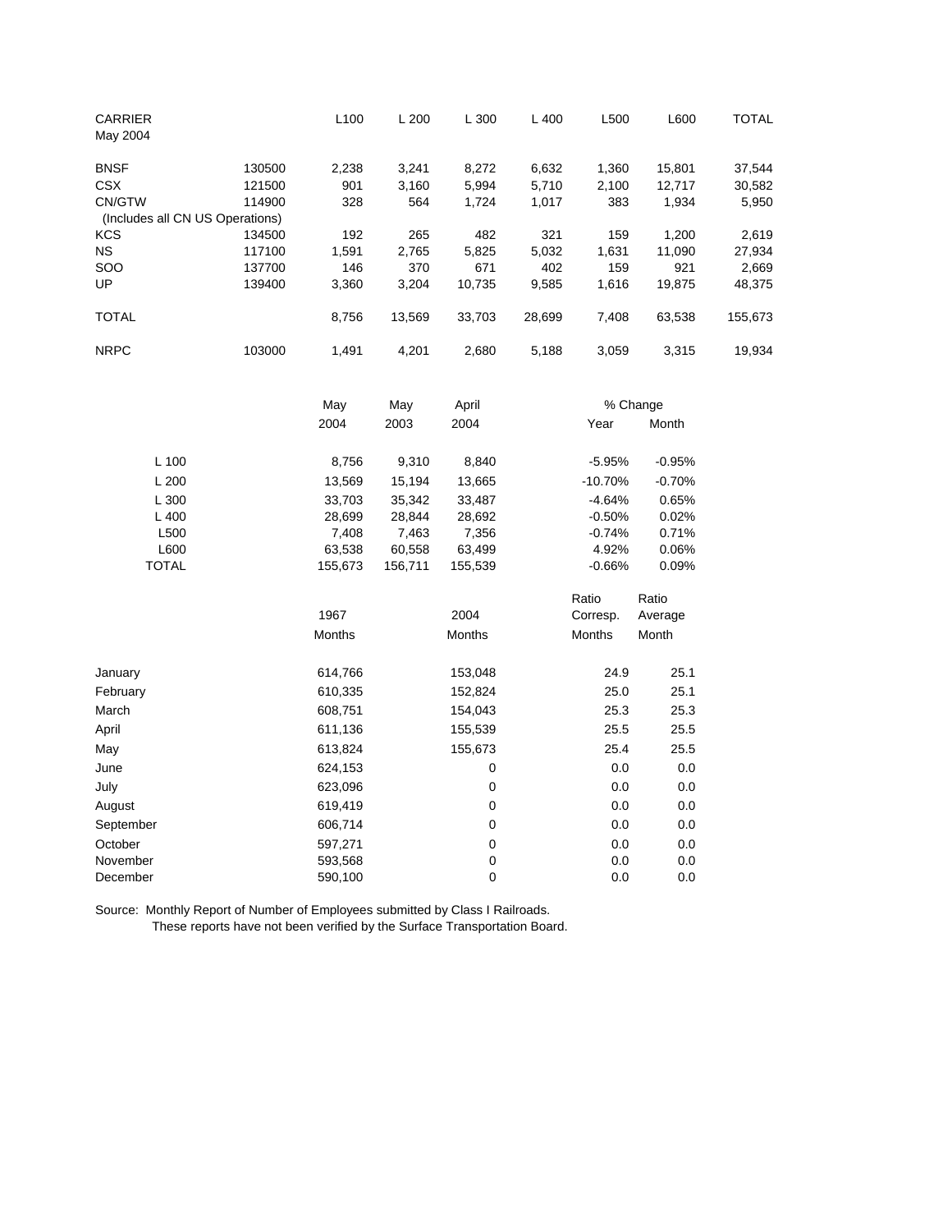| CARRIER May 2004 | | L100 | L 200 | L 300 | L 400 | L500 | L600 | TOTAL |
|---|---|---|---|---|---|---|---|---|
| BNSF | 130500 | 2,238 | 3,241 | 8,272 | 6,632 | 1,360 | 15,801 | 37,544 |
| CSX | 121500 | 901 | 3,160 | 5,994 | 5,710 | 2,100 | 12,717 | 30,582 |
| CN/GTW (Includes all CN US Operations) | 114900 | 328 | 564 | 1,724 | 1,017 | 383 | 1,934 | 5,950 |
| KCS | 134500 | 192 | 265 | 482 | 321 | 159 | 1,200 | 2,619 |
| NS | 117100 | 1,591 | 2,765 | 5,825 | 5,032 | 1,631 | 11,090 | 27,934 |
| SOO | 137700 | 146 | 370 | 671 | 402 | 159 | 921 | 2,669 |
| UP | 139400 | 3,360 | 3,204 | 10,735 | 9,585 | 1,616 | 19,875 | 48,375 |
| TOTAL | | 8,756 | 13,569 | 33,703 | 28,699 | 7,408 | 63,538 | 155,673 |
| NRPC | 103000 | 1,491 | 4,201 | 2,680 | 5,188 | 3,059 | 3,315 | 19,934 |

| | May 2004 | May 2003 | April 2004 | % Change Year | % Change Month |
|---|---|---|---|---|---|
| L 100 | 8,756 | 9,310 | 8,840 | -5.95% | -0.95% |
| L 200 | 13,569 | 15,194 | 13,665 | -10.70% | -0.70% |
| L 300 | 33,703 | 35,342 | 33,487 | -4.64% | 0.65% |
| L 400 | 28,699 | 28,844 | 28,692 | -0.50% | 0.02% |
| L500 | 7,408 | 7,463 | 7,356 | -0.74% | 0.71% |
| L600 | 63,538 | 60,558 | 63,499 | 4.92% | 0.06% |
| TOTAL | 155,673 | 156,711 | 155,539 | -0.66% | 0.09% |

| | 1967 Months | 2004 Months | Ratio Corresp. Months | Ratio Average Month |
|---|---|---|---|---|
| January | 614,766 | 153,048 | 24.9 | 25.1 |
| February | 610,335 | 152,824 | 25.0 | 25.1 |
| March | 608,751 | 154,043 | 25.3 | 25.3 |
| April | 611,136 | 155,539 | 25.5 | 25.5 |
| May | 613,824 | 155,673 | 25.4 | 25.5 |
| June | 624,153 | 0 | 0.0 | 0.0 |
| July | 623,096 | 0 | 0.0 | 0.0 |
| August | 619,419 | 0 | 0.0 | 0.0 |
| September | 606,714 | 0 | 0.0 | 0.0 |
| October | 597,271 | 0 | 0.0 | 0.0 |
| November | 593,568 | 0 | 0.0 | 0.0 |
| December | 590,100 | 0 | 0.0 | 0.0 |

Source: Monthly Report of Number of Employees submitted by Class I Railroads.
These reports have not been verified by the Surface Transportation Board.